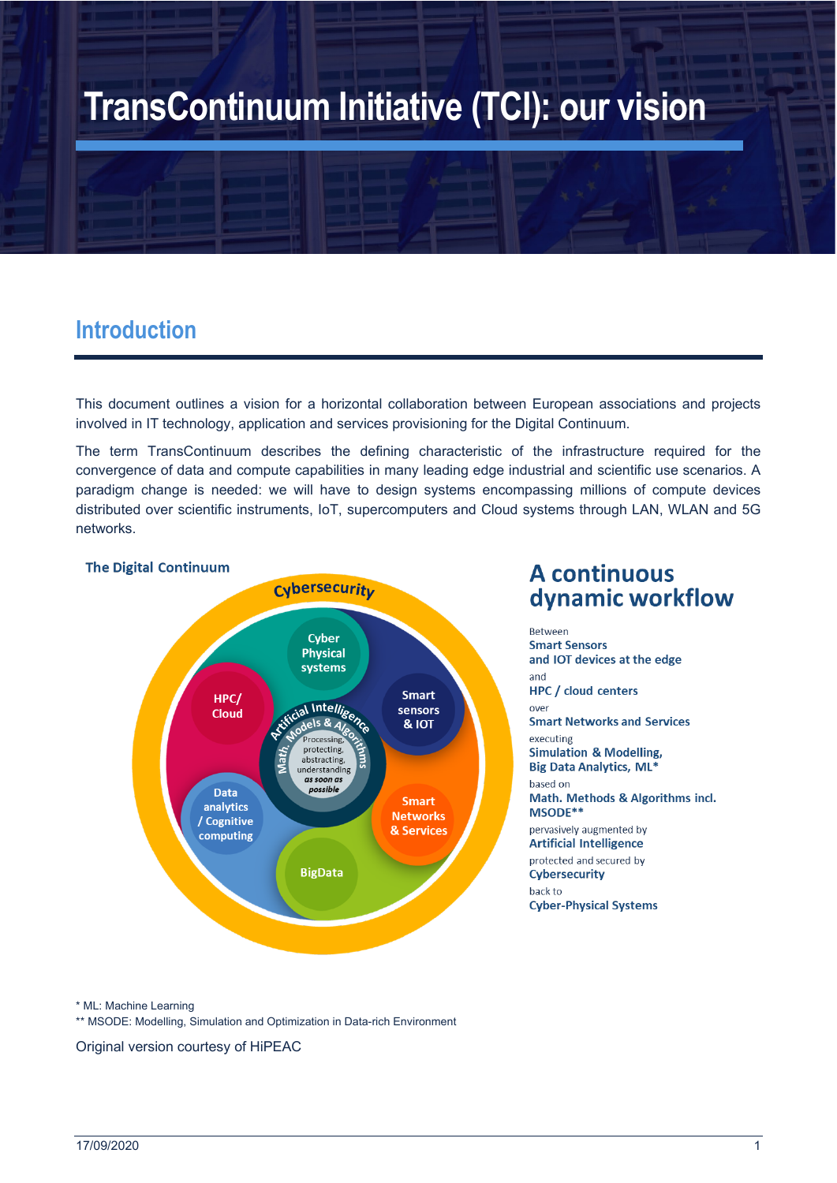# TransContinuum Initiative (TCI): our vision

## Introduction

This document outlines a vision for a horizontal collaboration between European associations and projects involved in IT technology, application and services provisioning for the Digital Continuum.

The term TransContinuum describes the defining characteristic of the infrastructure required for the convergence of data and compute capabilities in many leading edge industrial and scientific use scenarios. A paradigm change is needed: we will have to design systems encompassing millions of compute devices distributed over scientific instruments, IoT, supercomputers and Cloud systems through LAN, WLAN and 5G networks.

**The Digital Continuum**

Cybersecurity

Cyber Physical systems

HPC/ Cloud

Smart sensors & IOT

Artificial Intelligence

Math. Models & Algorithms

Processing, protecting, abstracting, understanding *as soon as possible*

Data analytics / Cognitive computing

Smart Networks & Services

BigData

### A continuous dynamic workflow

Between
**Smart Sensors and IOT devices at the edge**
and
**HPC / cloud centers**
over
**Smart Networks and Services**
executing
**Simulation & Modelling, Big Data Analytics, ML***
based on
**Math. Methods & Algorithms incl. MSODE****
pervasively augmented by
**Artificial Intelligence**
protected and secured by
**Cybersecurity**
back to
**Cyber-Physical Systems**

\* ML: Machine Learning
\*\* MSODE: Modelling, Simulation and Optimization in Data-rich Environment

Original version courtesy of HiPEAC

17/09/2020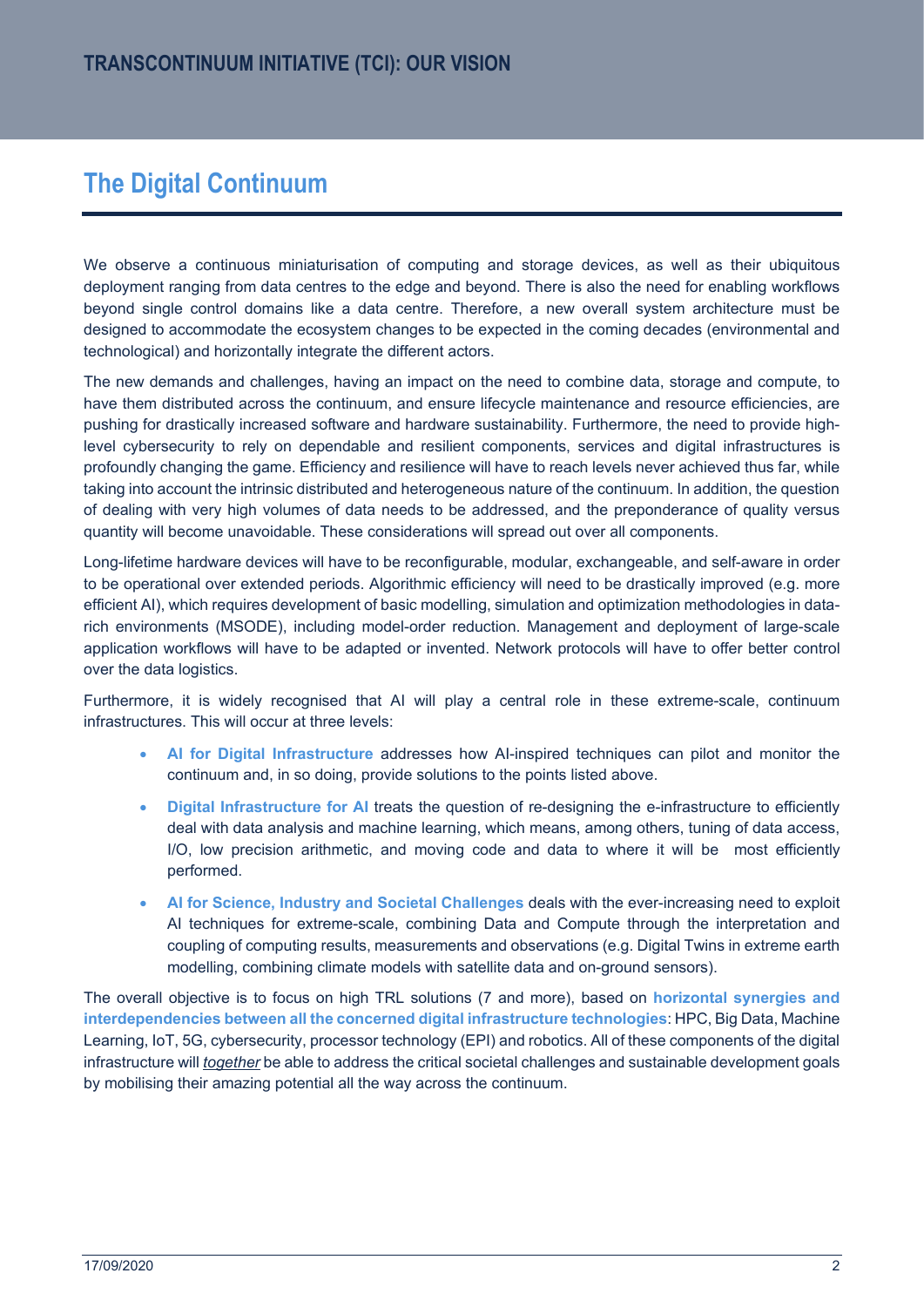## The Digital Continuum

We observe a continuous miniaturisation of computing and storage devices, as well as their ubiquitous deployment ranging from data centres to the edge and beyond. There is also the need for enabling workflows beyond single control domains like a data centre. Therefore, a new overall system architecture must be designed to accommodate the ecosystem changes to be expected in the coming decades (environmental and technological) and horizontally integrate the different actors.

The new demands and challenges, having an impact on the need to combine data, storage and compute, to have them distributed across the continuum, and ensure lifecycle maintenance and resource efficiencies, are pushing for drastically increased software and hardware sustainability. Furthermore, the need to provide high-level cybersecurity to rely on dependable and resilient components, services and digital infrastructures is profoundly changing the game. Efficiency and resilience will have to reach levels never achieved thus far, while taking into account the intrinsic distributed and heterogeneous nature of the continuum. In addition, the question of dealing with very high volumes of data needs to be addressed, and the preponderance of quality versus quantity will become unavoidable. These considerations will spread out over all components.

Long-lifetime hardware devices will have to be reconfigurable, modular, exchangeable, and self-aware in order to be operational over extended periods. Algorithmic efficiency will need to be drastically improved (e.g. more efficient AI), which requires development of basic modelling, simulation and optimization methodologies in data-rich environments (MSODE), including model-order reduction. Management and deployment of large-scale application workflows will have to be adapted or invented. Network protocols will have to offer better control over the data logistics.

Furthermore, it is widely recognised that AI will play a central role in these extreme-scale, continuum infrastructures. This will occur at three levels:

- **AI for Digital Infrastructure** addresses how AI-inspired techniques can pilot and monitor the continuum and, in so doing, provide solutions to the points listed above.
- **Digital Infrastructure for AI** treats the question of re-designing the e-infrastructure to efficiently deal with data analysis and machine learning, which means, among others, tuning of data access, I/O, low precision arithmetic, and moving code and data to where it will be most efficiently performed.
- **AI for Science, Industry and Societal Challenges** deals with the ever-increasing need to exploit AI techniques for extreme-scale, combining Data and Compute through the interpretation and coupling of computing results, measurements and observations (e.g. Digital Twins in extreme earth modelling, combining climate models with satellite data and on-ground sensors).

The overall objective is to focus on high TRL solutions (7 and more), based on **horizontal synergies and interdependencies between all the concerned digital infrastructure technologies**: HPC, Big Data, Machine Learning, IoT, 5G, cybersecurity, processor technology (EPI) and robotics. All of these components of the digital infrastructure will *together* be able to address the critical societal challenges and sustainable development goals by mobilising their amazing potential all the way across the continuum.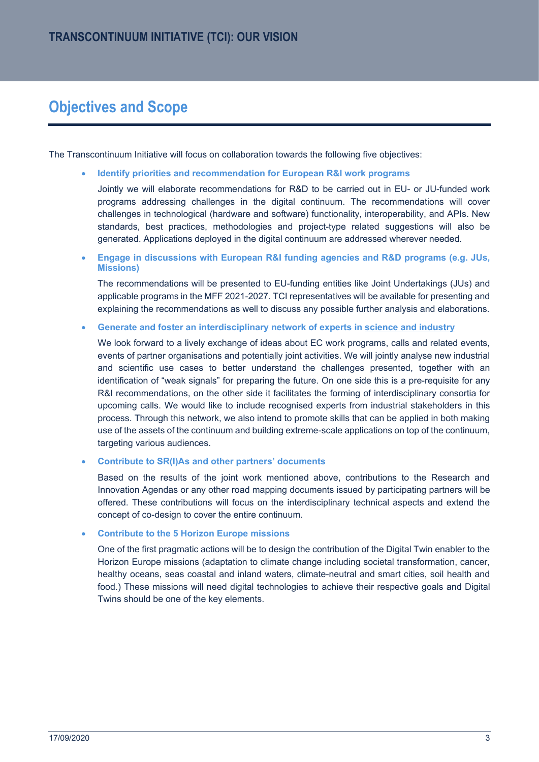## Objectives and Scope

The Transcontinuum Initiative will focus on collaboration towards the following five objectives:

- **Identify priorities and recommendation for European R&I work programs**

  Jointly we will elaborate recommendations for R&D to be carried out in EU- or JU-funded work programs addressing challenges in the digital continuum. The recommendations will cover challenges in technological (hardware and software) functionality, interoperability, and APIs. New standards, best practices, methodologies and project-type related suggestions will also be generated. Applications deployed in the digital continuum are addressed wherever needed.

- **Engage in discussions with European R&I funding agencies and R&D programs (e.g. JUs, Missions)**

  The recommendations will be presented to EU-funding entities like Joint Undertakings (JUs) and applicable programs in the MFF 2021-2027. TCI representatives will be available for presenting and explaining the recommendations as well to discuss any possible further analysis and elaborations.

- **Generate and foster an interdisciplinary network of experts in science and industry**

  We look forward to a lively exchange of ideas about EC work programs, calls and related events, events of partner organisations and potentially joint activities. We will jointly analyse new industrial and scientific use cases to better understand the challenges presented, together with an identification of "weak signals" for preparing the future. On one side this is a pre-requisite for any R&I recommendations, on the other side it facilitates the forming of interdisciplinary consortia for upcoming calls. We would like to include recognised experts from industrial stakeholders in this process. Through this network, we also intend to promote skills that can be applied in both making use of the assets of the continuum and building extreme-scale applications on top of the continuum, targeting various audiences.

- **Contribute to SR(I)As and other partners' documents**

  Based on the results of the joint work mentioned above, contributions to the Research and Innovation Agendas or any other road mapping documents issued by participating partners will be offered. These contributions will focus on the interdisciplinary technical aspects and extend the concept of co-design to cover the entire continuum.

- **Contribute to the 5 Horizon Europe missions**

  One of the first pragmatic actions will be to design the contribution of the Digital Twin enabler to the Horizon Europe missions (adaptation to climate change including societal transformation, cancer, healthy oceans, seas coastal and inland waters, climate-neutral and smart cities, soil health and food.) These missions will need digital technologies to achieve their respective goals and Digital Twins should be one of the key elements.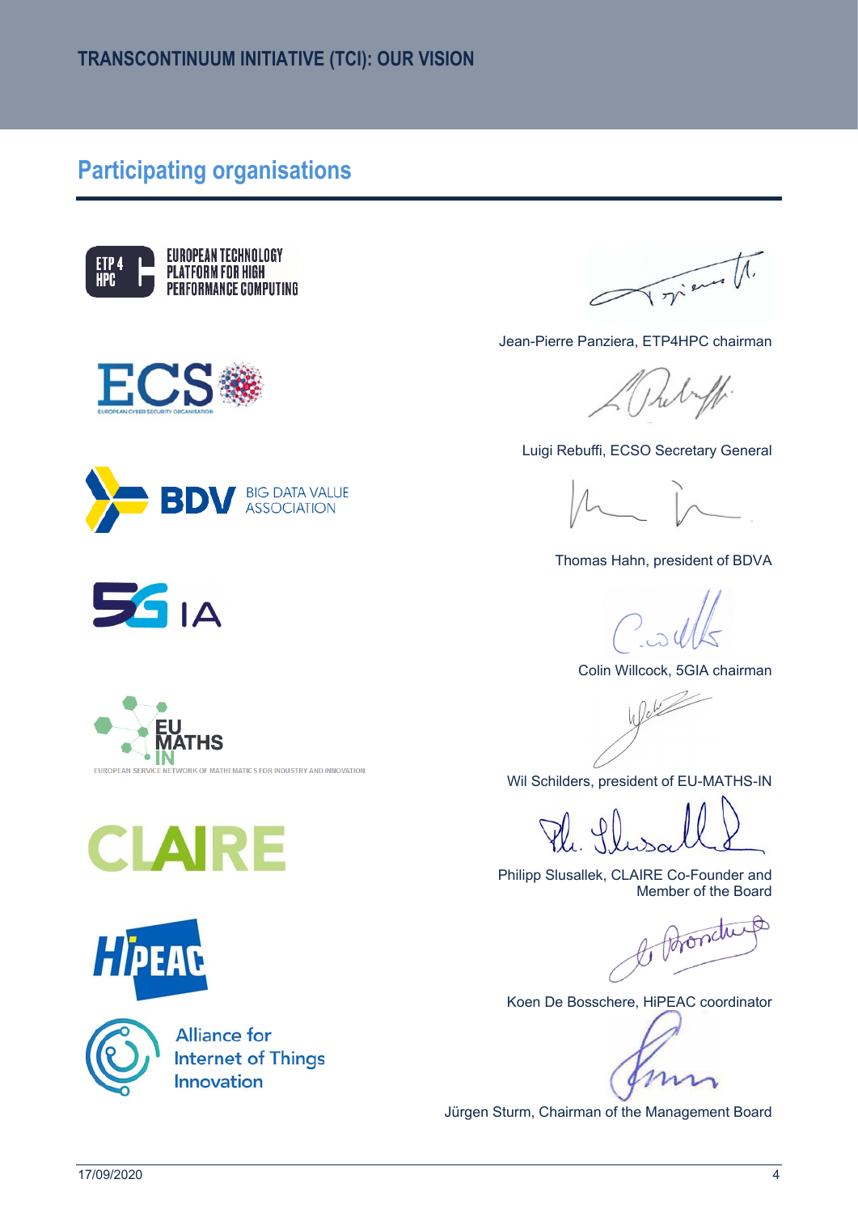## Participating organisations

EUROPEAN TECHNOLOGY PLATFORM FOR HIGH PERFORMANCE COMPUTING

Jean-Pierre Panziera, ETP4HPC chairman

ECS EUROPEAN CYBER SECURITY ORGANISATION

Luigi Rebuffi, ECSO Secretary General

BDV BIG DATA VALUE ASSOCIATION

Thomas Hahn, president of BDVA

5G IA

Colin Willcock, 5GIA chairman

EU MATHS IN
EUROPEAN SERVICE NETWORK OF MATHEMATICS FOR INDUSTRY AND INNOVATION

Wil Schilders, president of EU-MATHS-IN

CLAIRE

Philipp Slusallek, CLAIRE Co-Founder and Member of the Board

HiPEAC

Koen De Bosschere, HiPEAC coordinator

Alliance for Internet of Things Innovation

Jürgen Sturm, Chairman of the Management Board